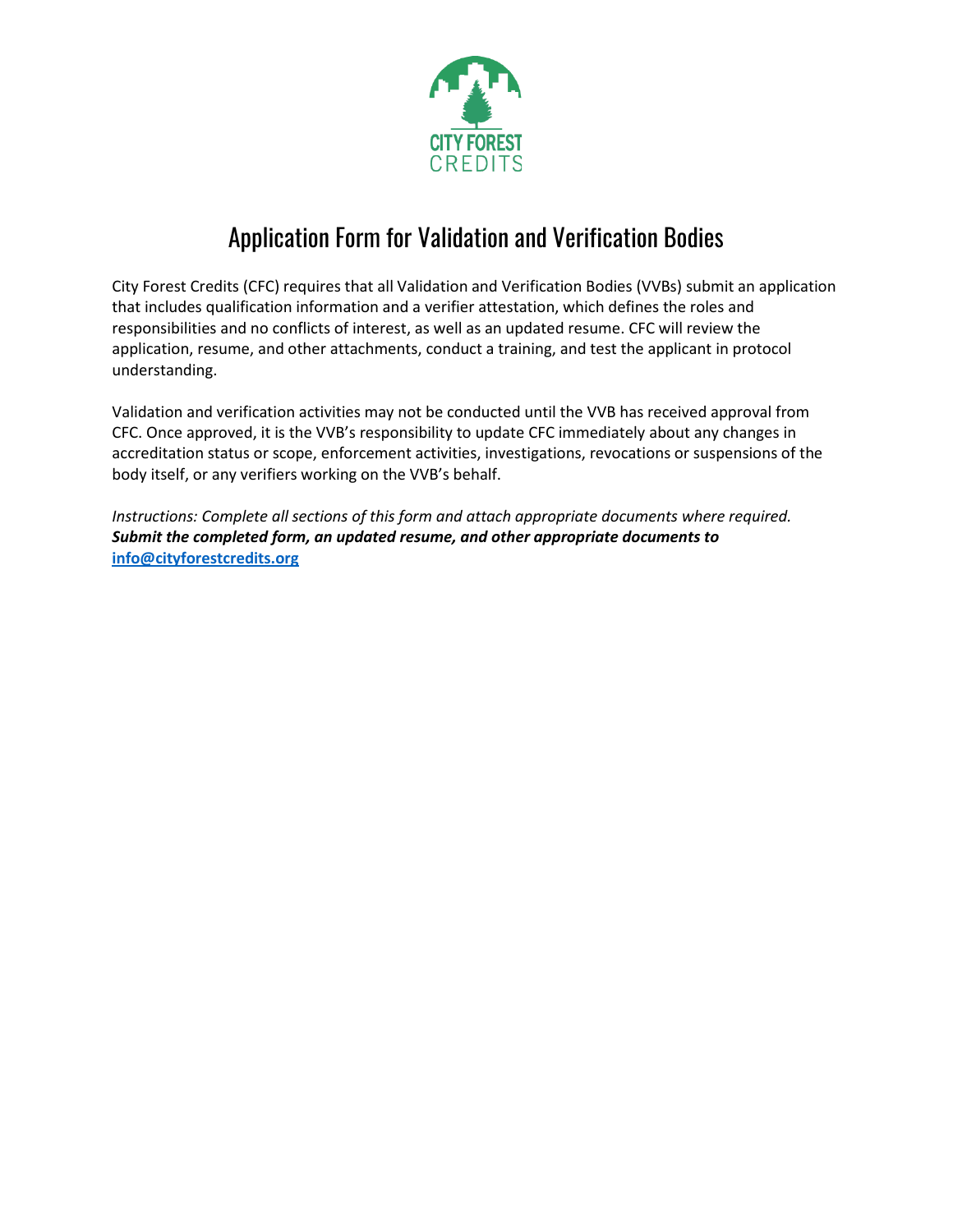# Application Form for Validation and Verification Bodies

City Forest Credits (CFC) requires that all Validation and Verification Bodies (VVBs) submit an application that includes qualification information and a verifier attestation, which defines the roles and responsibilities and no conflicts of interest, as well as an updated resume. CFC will review the application, resume, and other attachments, conduct a training, and test the applicant in protocol understanding.

Validation and verification activities may not be conducted until the VVB has received approval from CFC. Once approved, it is the VVB's responsibility to update CFC immediately about any changes in accreditation status or scope, enforcement activities, investigations, revocations or suspensions of the body itself, or any verifiers working on the VVB's behalf.

*Instructions: Complete all sections of this form and attach appropriate documents where required.* ***Submit the completed form, an updated resume, and other appropriate documents to*** **[info@cityforestcredits.org](mailto:info@cityforestcredits.org)**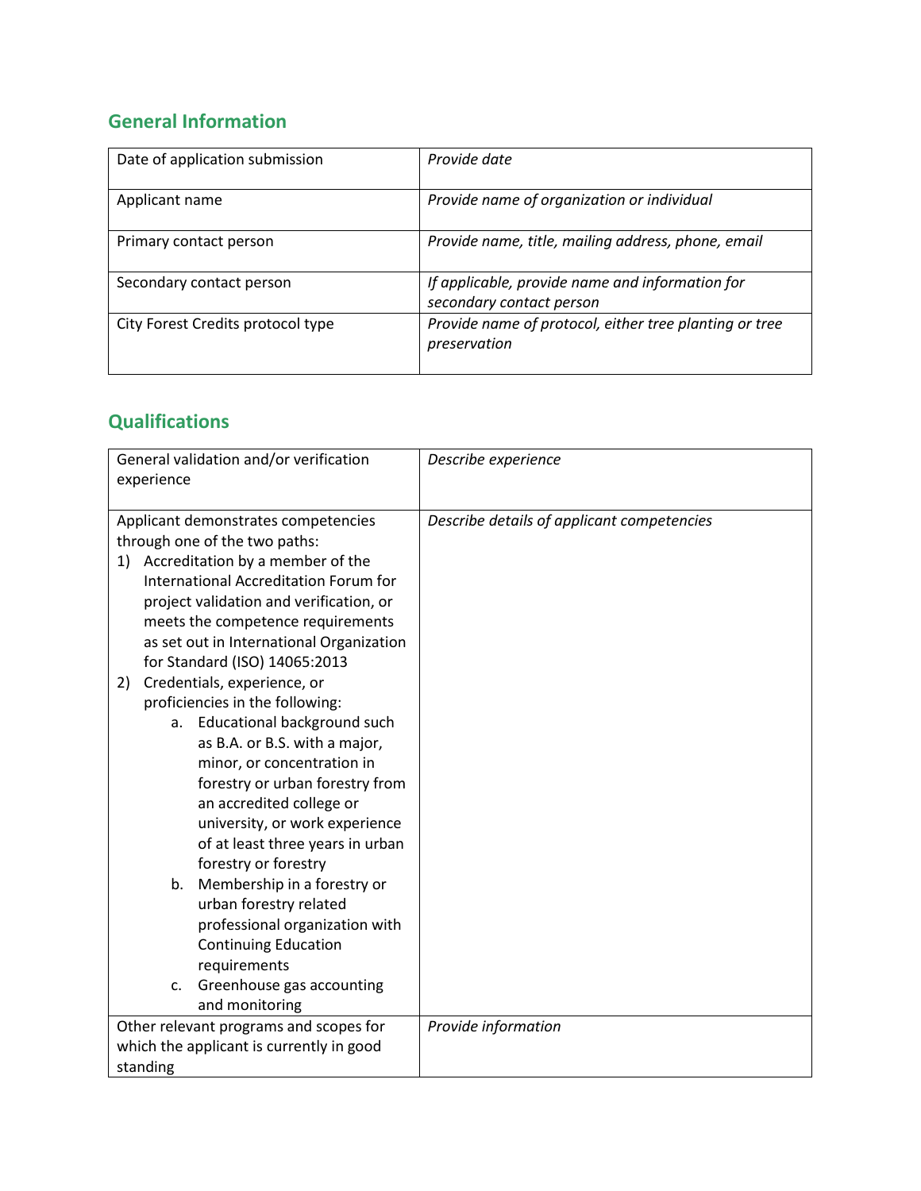## General Information

| | |
|---|---|
| Date of application submission | *Provide date* |
| Applicant name | *Provide name of organization or individual* |
| Primary contact person | *Provide name, title, mailing address, phone, email* |
| Secondary contact person | *If applicable, provide name and information for secondary contact person* |
| City Forest Credits protocol type | *Provide name of protocol, either tree planting or tree preservation* |

## Qualifications

| | |
|---|---|
| General validation and/or verification experience | *Describe experience* |
| Applicant demonstrates competencies through one of the two paths:<br>1) Accreditation by a member of the International Accreditation Forum for project validation and verification, or meets the competence requirements as set out in International Organization for Standard (ISO) 14065:2013<br>2) Credentials, experience, or proficiencies in the following:<br>a. Educational background such as B.A. or B.S. with a major, minor, or concentration in forestry or urban forestry from an accredited college or university, or work experience of at least three years in urban forestry or forestry<br>b. Membership in a forestry or urban forestry related professional organization with Continuing Education requirements<br>c. Greenhouse gas accounting and monitoring | *Describe details of applicant competencies* |
| Other relevant programs and scopes for which the applicant is currently in good standing | *Provide information* |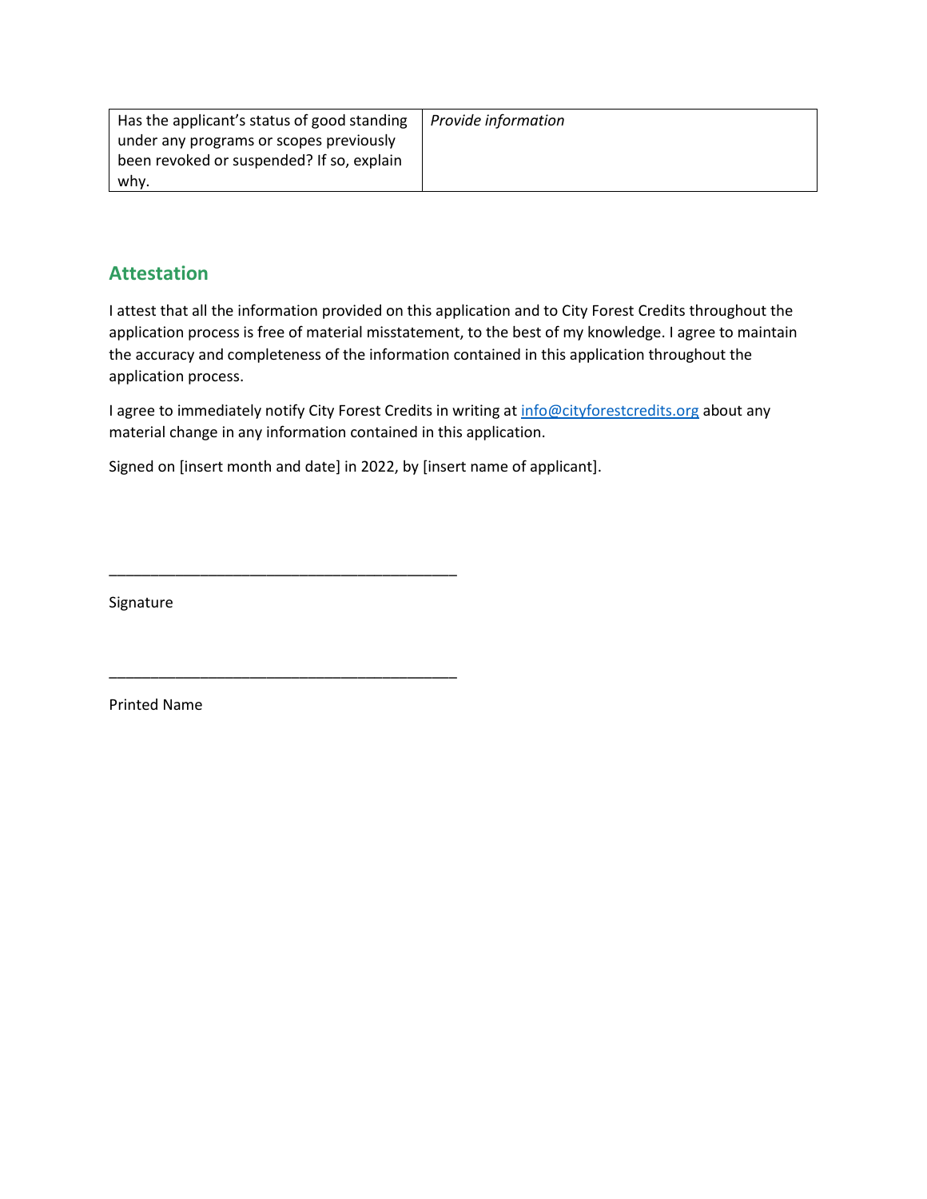| | |
|---|---|
| Has the applicant's status of good standing under any programs or scopes previously been revoked or suspended? If so, explain why. | *Provide information* |

## Attestation

I attest that all the information provided on this application and to City Forest Credits throughout the application process is free of material misstatement, to the best of my knowledge. I agree to maintain the accuracy and completeness of the information contained in this application throughout the application process.

I agree to immediately notify City Forest Credits in writing at info@cityforestcredits.org about any material change in any information contained in this application.

Signed on [insert month and date] in 2022, by [insert name of applicant].

\_\_\_\_\_\_\_\_\_\_\_\_\_\_\_\_\_\_\_\_\_\_\_\_\_\_\_\_\_\_\_\_\_\_\_\_\_\_\_\_\_\_\_\_

Signature

\_\_\_\_\_\_\_\_\_\_\_\_\_\_\_\_\_\_\_\_\_\_\_\_\_\_\_\_\_\_\_\_\_\_\_\_\_\_\_\_\_\_\_\_

Printed Name